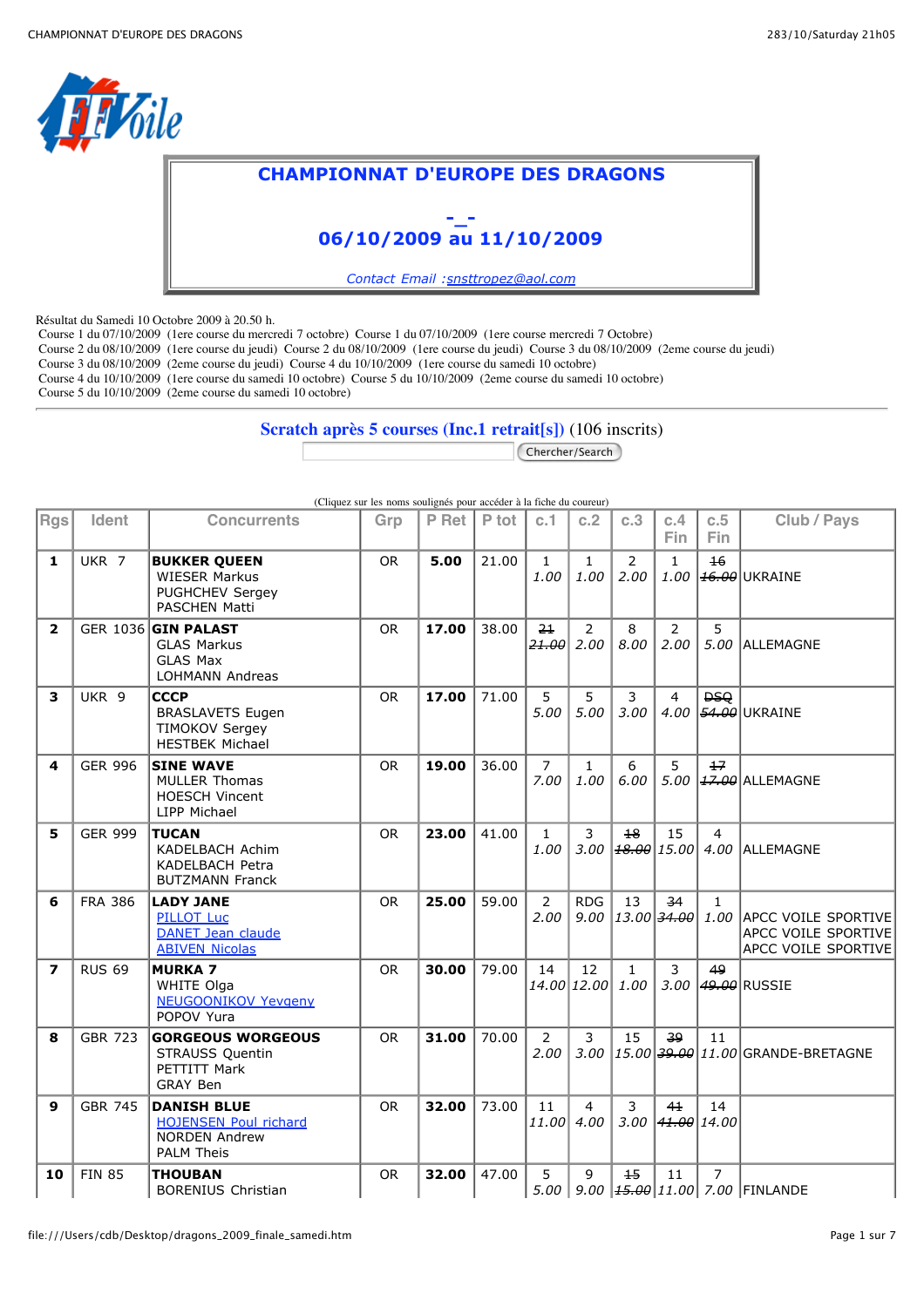# CHAMPIONNAT D'EUROPE DES DRAGONS

**-_-**

**06/10/2009 au 11/10/2009**

*Contact Email :snsttropez@aol.com*

Résultat du Samedi 10 Octobre 2009 à 20.50 h.
Course 1 du 07/10/2009 (1ere course du mercredi 7 octobre) Course 1 du 07/10/2009 (1ere course mercredi 7 Octobre)
Course 2 du 08/10/2009 (1ere course du jeudi) Course 2 du 08/10/2009 (1ere course du jeudi) Course 3 du 08/10/2009 (2eme course du jeudi)
Course 3 du 08/10/2009 (2eme course du jeudi) Course 4 du 10/10/2009 (1ere course du samedi 10 octobre)
Course 4 du 10/10/2009 (1ere course du samedi 10 octobre) Course 5 du 10/10/2009 (2eme course du samedi 10 octobre)
Course 5 du 10/10/2009 (2eme course du samedi 10 octobre)

---

**Scratch après 5 courses (Inc.1 retrait[s])** (106 inscrits)

Chercher/Search

(Cliquez sur les noms soulignés pour accéder à la fiche du coureur)

| Rgs | Ident | Concurrents | Grp | P Ret | P tot | c.1 | c.2 | c.3 | c.4 Fin | c.5 Fin | Club / Pays |
|---|---|---|---|---|---|---|---|---|---|---|---|
| **1** | UKR 7 | **BUKKER QUEEN** WIESER Markus PUGHCHEV Sergey PASCHEN Matti | OR | **5.00** | 21.00 | 1 *1.00* | 1 *1.00* | 2 *2.00* | 1 *1.00* | ~~16~~ ~~*16.00*~~ | UKRAINE |
| **2** | GER 1036 | **GIN PALAST** GLAS Markus GLAS Max LOHMANN Andreas | OR | **17.00** | 38.00 | ~~21~~ ~~*21.00*~~ | 2 *2.00* | 8 *8.00* | 2 *2.00* | 5 *5.00* | ALLEMAGNE |
| **3** | UKR 9 | **CCCP** BRASLAVETS Eugen TIMOKOV Sergey HESTBEK Michael | OR | **17.00** | 71.00 | 5 *5.00* | 5 *5.00* | 3 *3.00* | 4 *4.00* | ~~DSQ~~ ~~*54.00*~~ | UKRAINE |
| **4** | GER 996 | **SINE WAVE** MULLER Thomas HOESCH Vincent LIPP Michael | OR | **19.00** | 36.00 | 7 *7.00* | 1 *1.00* | 6 *6.00* | 5 *5.00* | ~~17~~ ~~*17.00*~~ | ALLEMAGNE |
| **5** | GER 999 | **TUCAN** KADELBACH Achim KADELBACH Petra BUTZMANN Franck | OR | **23.00** | 41.00 | 1 *1.00* | 3 *3.00* | ~~18~~ ~~*18.00*~~ | 15 *15.00* | 4 *4.00* | ALLEMAGNE |
| **6** | FRA 386 | **LADY JANE** PILLOT Luc DANET Jean claude ABIVEN Nicolas | OR | **25.00** | 59.00 | 2 *2.00* | RDG *9.00* | 13 *13.00* | ~~34~~ ~~*34.00*~~ | 1 *1.00* | APCC VOILE SPORTIVE APCC VOILE SPORTIVE APCC VOILE SPORTIVE |
| **7** | RUS 69 | **MURKA 7** WHITE Olga NEUGOONIKOV Yevgeny POPOV Yura | OR | **30.00** | 79.00 | 14 *14.00* | 12 *12.00* | 1 *1.00* | 3 *3.00* | ~~49~~ ~~*49.00*~~ | RUSSIE |
| **8** | GBR 723 | **GORGEOUS WORGEOUS** STRAUSS Quentin PETTITT Mark GRAY Ben | OR | **31.00** | 70.00 | 2 *2.00* | 3 *3.00* | 15 *15.00* | ~~39~~ ~~*39.00*~~ | 11 *11.00* | GRANDE-BRETAGNE |
| **9** | GBR 745 | **DANISH BLUE** HOJENSEN Poul richard NORDEN Andrew PALM Theis | OR | **32.00** | 73.00 | 11 *11.00* | 4 *4.00* | 3 *3.00* | ~~41~~ ~~*41.00*~~ | 14 *14.00* | |
| **10** | FIN 85 | **THOUBAN** BORENIUS Christian | OR | **32.00** | 47.00 | 5 *5.00* | 9 *9.00* | ~~15~~ ~~*15.00*~~ | 11 *11.00* | 7 *7.00* | FINLANDE |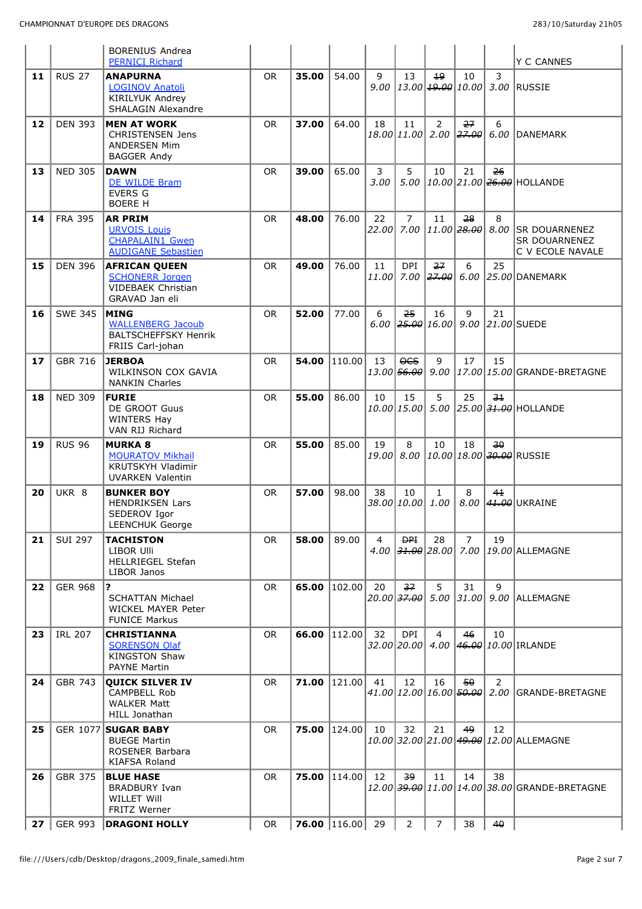| | | | | | | | | | | | |
|---|---|---|---|---|---|---|---|---|---|---|---|
| | | BORENIUS Andrea<br>PERNICI Richard | | | | | | | | | Y C CANNES |
| **11** | RUS 27 | **ANAPURNA**<br>LOGINOV Anatoli<br>KIRILYUK Andrey<br>SHALAGIN Alexandre | OR | **35.00** | 54.00 | 9<br>*9.00* | 13<br>*13.00* | ~~19~~<br>~~*19.00*~~ | 10<br>*10.00* | 3<br>*3.00* | RUSSIE |
| **12** | DEN 393 | **MEN AT WORK**<br>CHRISTENSEN Jens<br>ANDERSEN Mim<br>BAGGER Andy | OR | **37.00** | 64.00 | 18<br>*18.00* | 11<br>*11.00* | 2<br>*2.00* | ~~27~~<br>~~*27.00*~~ | 6<br>*6.00* | DANEMARK |
| **13** | NED 305 | **DAWN**<br>DE WILDE Bram<br>EVERS G<br>BOERE H | OR | **39.00** | 65.00 | 3<br>*3.00* | 5<br>*5.00* | 10<br>*10.00* | 21<br>*21.00* | ~~26~~<br>~~*26.00*~~ | HOLLANDE |
| **14** | FRA 395 | **AR PRIM**<br>URVOIS Louis<br>CHAPALAIN1 Gwen<br>AUDIGANE Sebastien | OR | **48.00** | 76.00 | 22<br>*22.00* | 7<br>*7.00* | 11<br>*11.00* | ~~28~~<br>~~*28.00*~~ | 8<br>*8.00* | SR DOUARNENEZ<br>SR DOUARNENEZ<br>C V ECOLE NAVALE |
| **15** | DEN 396 | **AFRICAN QUEEN**<br>SCHONERR Jorgen<br>VIDEBAEK Christian<br>GRAVAD Jan eli | OR | **49.00** | 76.00 | 11<br>*11.00* | DPI<br>*7.00* | ~~27~~<br>~~*27.00*~~ | 6<br>*6.00* | 25<br>*25.00* | DANEMARK |
| **16** | SWE 345 | **MING**<br>WALLENBERG Jacoub<br>BALTSCHEFFSKY Henrik<br>FRIIS Carl-johan | OR | **52.00** | 77.00 | 6<br>*6.00* | ~~25~~<br>~~*25.00*~~ | 16<br>*16.00* | 9<br>*9.00* | 21<br>*21.00* | SUEDE |
| **17** | GBR 716 | **JERBOA**<br>WILKINSON COX GAVIA<br>NANKIN Charles | OR | **54.00** | 110.00 | 13<br>*13.00* | ~~OCS~~<br>~~*56.00*~~ | 9<br>*9.00* | 17<br>*17.00* | 15<br>*15.00* | GRANDE-BRETAGNE |
| **18** | NED 309 | **FURIE**<br>DE GROOT Guus<br>WINTERS Hay<br>VAN RIJ Richard | OR | **55.00** | 86.00 | 10<br>*10.00* | 15<br>*15.00* | 5<br>*5.00* | 25<br>*25.00* | ~~31~~<br>~~*31.00*~~ | HOLLANDE |
| **19** | RUS 96 | **MURKA 8**<br>MOURATOV Mikhail<br>KRUTSKYH Vladimir<br>UVARKEN Valentin | OR | **55.00** | 85.00 | 19<br>*19.00* | 8<br>*8.00* | 10<br>*10.00* | 18<br>*18.00* | ~~30~~<br>~~*30.00*~~ | RUSSIE |
| **20** | UKR 8 | **BUNKER BOY**<br>HENDRIKSEN Lars<br>SEDEROV Igor<br>LEENCHUK George | OR | **57.00** | 98.00 | 38<br>*38.00* | 10<br>*10.00* | 1<br>*1.00* | 8<br>*8.00* | ~~41~~<br>~~*41.00*~~ | UKRAINE |
| **21** | SUI 297 | **TACHISTON**<br>LIBOR Ulli<br>HELLRIEGEL Stefan<br>LIBOR Janos | OR | **58.00** | 89.00 | 4<br>*4.00* | ~~DPI~~<br>~~*31.00*~~ | 28<br>*28.00* | 7<br>*7.00* | 19<br>*19.00* | ALLEMAGNE |
| **22** | GER 968 | **?**<br>SCHATTAN Michael<br>WICKEL MAYER Peter<br>FUNICE Markus | OR | **65.00** | 102.00 | 20<br>*20.00* | ~~37~~<br>~~*37.00*~~ | 5<br>*5.00* | 31<br>*31.00* | 9<br>*9.00* | ALLEMAGNE |
| **23** | IRL 207 | **CHRISTIANNA**<br>SORENSON Olaf<br>KINGSTON Shaw<br>PAYNE Martin | OR | **66.00** | 112.00 | 32<br>*32.00* | DPI<br>*20.00* | 4<br>*4.00* | ~~46~~<br>~~*46.00*~~ | 10<br>*10.00* | IRLANDE |
| **24** | GBR 743 | **QUICK SILVER IV**<br>CAMPBELL Rob<br>WALKER Matt<br>HILL Jonathan | OR | **71.00** | 121.00 | 41<br>*41.00* | 12<br>*12.00* | 16<br>*16.00* | ~~50~~<br>~~*50.00*~~ | 2<br>*2.00* | GRANDE-BRETAGNE |
| **25** | GER 1077 | **SUGAR BABY**<br>BUEGE Martin<br>ROSENER Barbara<br>KIAFSA Roland | OR | **75.00** | 124.00 | 10<br>*10.00* | 32<br>*32.00* | 21<br>*21.00* | ~~49~~<br>~~*49.00*~~ | 12<br>*12.00* | ALLEMAGNE |
| **26** | GBR 375 | **BLUE HASE**<br>BRADBURY Ivan<br>WILLET Will<br>FRITZ Werner | OR | **75.00** | 114.00 | 12<br>*12.00* | ~~39~~<br>~~*39.00*~~ | 11<br>*11.00* | 14<br>*14.00* | 38<br>*38.00* | GRANDE-BRETAGNE |
| **27** | GER 993 | **DRAGONI HOLLY** | OR | **76.00** | 116.00 | 29 | 2 | 7 | 38 | ~~40~~ | |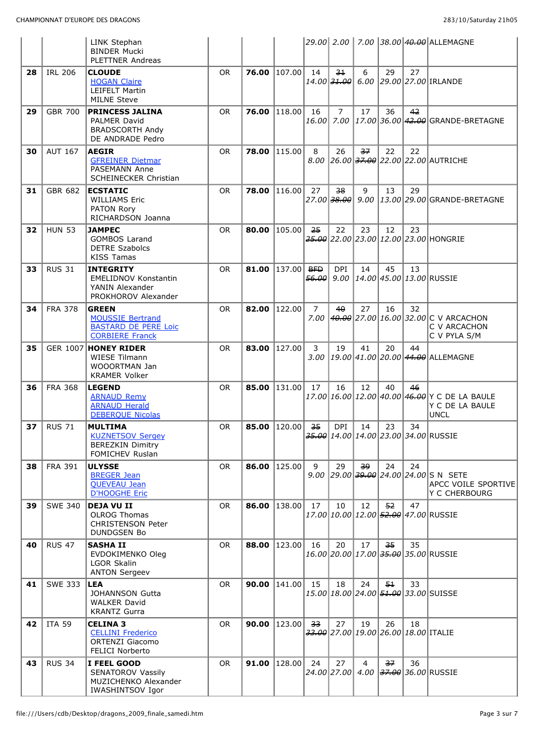| | | | | | | | | | | | |
|---|---|---|---|---|---|---|---|---|---|---|---|
| | | LINK Stephan<br>BINDER Mucki<br>PLETTNER Andreas | | | | 29.00 | 2.00 | 7.00 | 38.00 | ~~40.00~~ | ALLEMAGNE |
| 28 | IRL 206 | **CLOUDE**<br>HOGAN Claire<br>LEIFELT Martin<br>MILNE Steve | OR | **76.00** | 107.00 | 14<br>14.00 | ~~31~~<br>~~31.00~~ | 6<br>6.00 | 29<br>29.00 | 27<br>27.00 | IRLANDE |
| 29 | GBR 700 | **PRINCESS JALINA**<br>PALMER David<br>BRADSCORTH Andy<br>DE ANDRADE Pedro | OR | **76.00** | 118.00 | 16<br>16.00 | 7<br>7.00 | 17<br>17.00 | 36<br>36.00 | ~~42~~<br>~~42.00~~ | GRANDE-BRETAGNE |
| 30 | AUT 167 | **AEGIR**<br>GFREINER Dietmar<br>PASEMANN Anne<br>SCHEINECKER Christian | OR | **78.00** | 115.00 | 8<br>8.00 | 26<br>26.00 | ~~37~~<br>~~37.00~~ | 22<br>22.00 | 22<br>22.00 | AUTRICHE |
| 31 | GBR 682 | **ECSTATIC**<br>WILLIAMS Eric<br>PATON Rory<br>RICHARDSON Joanna | OR | **78.00** | 116.00 | 27<br>27.00 | ~~38~~<br>~~38.00~~ | 9<br>9.00 | 13<br>13.00 | 29<br>29.00 | GRANDE-BRETAGNE |
| 32 | HUN 53 | **JAMPEC**<br>GOMBOS Larand<br>DETRE Szabolcs<br>KISS Tamas | OR | **80.00** | 105.00 | ~~25~~<br>~~25.00~~ | 22<br>22.00 | 23<br>23.00 | 12<br>12.00 | 23<br>23.00 | HONGRIE |
| 33 | RUS 31 | **INTEGRITY**<br>EMELIDNOV Konstantin<br>YANIN Alexander<br>PROKHOROV Alexander | OR | **81.00** | 137.00 | ~~BFD~~<br>~~56.00~~ | DPI<br>9.00 | 14<br>14.00 | 45<br>45.00 | 13<br>13.00 | RUSSIE |
| 34 | FRA 378 | **GREEN**<br>MOUSSIE Bertrand<br>BASTARD DE PERE Loic<br>CORBIERE Franck | OR | **82.00** | 122.00 | 7<br>7.00 | ~~40~~<br>~~40.00~~ | 27<br>27.00 | 16<br>16.00 | 32<br>32.00 | C V ARCACHON<br>C V ARCACHON<br>C V PYLA S/M |
| 35 | GER 1007 | **HONEY RIDER**<br>WIESE Tilmann<br>WOOORTMAN Jan<br>KRAMER Volker | OR | **83.00** | 127.00 | 3<br>3.00 | 19<br>19.00 | 41<br>41.00 | 20<br>20.00 | ~~44~~<br>~~44.00~~ | ALLEMAGNE |
| 36 | FRA 368 | **LEGEND**<br>ARNAUD Remy<br>ARNAUD Herald<br>DEBERQUE Nicolas | OR | **85.00** | 131.00 | 17<br>17.00 | 16<br>16.00 | 12<br>12.00 | 40<br>40.00 | ~~46~~<br>~~46.00~~ | Y C DE LA BAULE<br>Y C DE LA BAULE<br>UNCL |
| 37 | RUS 71 | **MULTIMA**<br>KUZNETSOV Sergey<br>BEREZKIN Dimitry<br>FOMICHEV Ruslan | OR | **85.00** | 120.00 | ~~35~~<br>~~35.00~~ | DPI<br>14.00 | 14<br>14.00 | 23<br>23.00 | 34<br>34.00 | RUSSIE |
| 38 | FRA 391 | **ULYSSE**<br>BREGER Jean<br>QUEVEAU Jean<br>D'HOOGHE Eric | OR | **86.00** | 125.00 | 9<br>9.00 | 29<br>29.00 | ~~39~~<br>~~39.00~~ | 24<br>24.00 | 24<br>24.00 | S N SETE<br>APCC VOILE SPORTIVE<br>Y C CHERBOURG |
| 39 | SWE 340 | **DEJA VU II**<br>OLROG Thomas<br>CHRISTENSON Peter<br>DUNDGSEN Bo | OR | **86.00** | 138.00 | 17<br>17.00 | 10<br>10.00 | 12<br>12.00 | ~~52~~<br>~~52.00~~ | 47<br>47.00 | RUSSIE |
| 40 | RUS 47 | **SASHA II**<br>EVDOKIMENKO Oleg<br>LGOR Skalin<br>ANTON Sergeev | OR | **88.00** | 123.00 | 16<br>16.00 | 20<br>20.00 | 17<br>17.00 | ~~35~~<br>~~35.00~~ | 35<br>35.00 | RUSSIE |
| 41 | SWE 333 | **LEA**<br>JOHANNSON Gutta<br>WALKER David<br>KRANTZ Gurra | OR | **90.00** | 141.00 | 15<br>15.00 | 18<br>18.00 | 24<br>24.00 | ~~51~~<br>~~51.00~~ | 33<br>33.00 | SUISSE |
| 42 | ITA 59 | **CELINA 3**<br>CELLINI Frederico<br>ORTENZI Giacomo<br>FELICI Norberto | OR | **90.00** | 123.00 | ~~33~~<br>~~33.00~~ | 27<br>27.00 | 19<br>19.00 | 26<br>26.00 | 18<br>18.00 | ITALIE |
| 43 | RUS 34 | **I FEEL GOOD**<br>SENATOROV Vassily<br>MUZICHENKO Alexander<br>IWASHINTSOV Igor | OR | **91.00** | 128.00 | 24<br>24.00 | 27<br>27.00 | 4<br>4.00 | ~~37~~<br>~~37.00~~ | 36<br>36.00 | RUSSIE |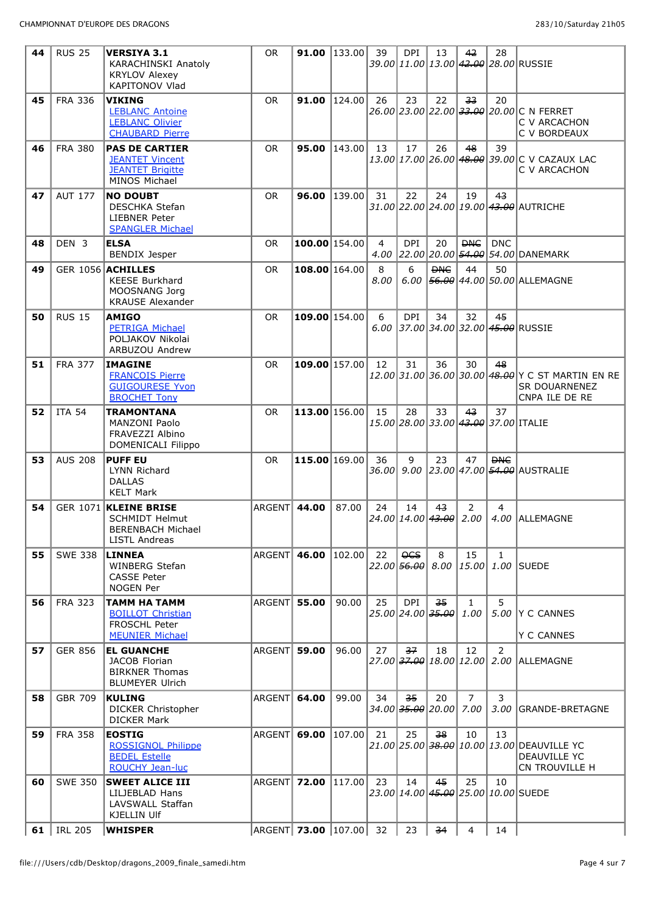| 44 | RUS 25 | **VERSIYA 3.1** KARACHINSKI Anatoly KRYLOV Alexey KAPITONOV Vlad | OR | **91.00** | 133.00 | 39 *39.00* | DPI *11.00* | 13 *13.00* | ~~42~~ *~~42.00~~* | 28 *28.00* | RUSSIE |
|---|---|---|---|---|---|---|---|---|---|---|---|
| 45 | FRA 336 | **VIKING** LEBLANC Antoine LEBLANC Olivier CHAUBARD Pierre | OR | **91.00** | 124.00 | 26 *26.00* | 23 *23.00* | 22 *22.00* | ~~33~~ *~~33.00~~* | 20 *20.00* | C N FERRET C V ARCACHON C V BORDEAUX |
| 46 | FRA 380 | **PAS DE CARTIER** JEANTET Vincent JEANTET Brigitte MINOS Michael | OR | **95.00** | 143.00 | 13 *13.00* | 17 *17.00* | 26 *26.00* | ~~48~~ *~~48.00~~* | 39 *39.00* | C V CAZAUX LAC C V ARCACHON |
| 47 | AUT 177 | **NO DOUBT** DESCHKA Stefan LIEBNER Peter SPANGLER Michael | OR | **96.00** | 139.00 | 31 *31.00* | 22 *22.00* | 24 *24.00* | 19 *19.00* | ~~43~~ *~~43.00~~* | AUTRICHE |
| 48 | DEN 3 | **ELSA** BENDIX Jesper | OR | **100.00** | 154.00 | 4 *4.00* | DPI *22.00* | 20 *20.00* | ~~DNC~~ *~~54.00~~* | DNC *54.00* | DANEMARK |
| 49 | GER 1056 | **ACHILLES** KEESE Burkhard MOOSNANG Jorg KRAUSE Alexander | OR | **108.00** | 164.00 | 8 *8.00* | 6 *6.00* | ~~DNC~~ *~~56.00~~* | 44 *44.00* | 50 *50.00* | ALLEMAGNE |
| 50 | RUS 15 | **AMIGO** PETRIGA Michael POLJAKOV Nikolai ARBUZOU Andrew | OR | **109.00** | 154.00 | 6 *6.00* | DPI *37.00* | 34 *34.00* | 32 *32.00* | ~~45~~ *~~45.00~~* | RUSSIE |
| 51 | FRA 377 | **IMAGINE** FRANCOIS Pierre GUIGOURESE Yvon BROCHET Tony | OR | **109.00** | 157.00 | 12 *12.00* | 31 *31.00* | 36 *36.00* | 30 *30.00* | ~~48~~ *~~48.00~~* | Y C ST MARTIN EN RE SR DOUARNENEZ CNPA ILE DE RE |
| 52 | ITA 54 | **TRAMONTANA** MANZONI Paolo FRAVEZZI Albino DOMENICALI Filippo | OR | **113.00** | 156.00 | 15 *15.00* | 28 *28.00* | 33 *33.00* | ~~43~~ *~~43.00~~* | 37 *37.00* | ITALIE |
| 53 | AUS 208 | **PUFF EU** LYNN Richard DALLAS KELT Mark | OR | **115.00** | 169.00 | 36 *36.00* | 9 *9.00* | 23 *23.00* | 47 *47.00* | ~~DNC~~ *~~54.00~~* | AUSTRALIE |
| 54 | GER 1071 | **KLEINE BRISE** SCHMIDT Helmut BERENBACH Michael LISTL Andreas | ARGENT | **44.00** | 87.00 | 24 *24.00* | 14 *14.00* | ~~43~~ *~~43.00~~* | 2 *2.00* | 4 *4.00* | ALLEMAGNE |
| 55 | SWE 338 | **LINNEA** WINBERG Stefan CASSE Peter NOGEN Per | ARGENT | **46.00** | 102.00 | 22 *22.00* | ~~OCS~~ *~~56.00~~* | 8 *8.00* | 15 *15.00* | 1 *1.00* | SUEDE |
| 56 | FRA 323 | **TAMM HA TAMM** BOILLOT Christian FROSCHL Peter MEUNIER Michael | ARGENT | **55.00** | 90.00 | 25 *25.00* | DPI *24.00* | ~~35~~ *~~35.00~~* | 1 *1.00* | 5 *5.00* | Y C CANNES Y C CANNES |
| 57 | GER 856 | **EL GUANCHE** JACOB Florian BIRKNER Thomas BLUMEYER Ulrich | ARGENT | **59.00** | 96.00 | 27 *27.00* | ~~37~~ *~~37.00~~* | 18 *18.00* | 12 *12.00* | 2 *2.00* | ALLEMAGNE |
| 58 | GBR 709 | **KULING** DICKER Christopher DICKER Mark | ARGENT | **64.00** | 99.00 | 34 *34.00* | ~~35~~ *~~35.00~~* | 20 *20.00* | 7 *7.00* | 3 *3.00* | GRANDE-BRETAGNE |
| 59 | FRA 358 | **EOSTIG** ROSSIGNOL Philippe BEDEL Estelle ROUCHY Jean-luc | ARGENT | **69.00** | 107.00 | 21 *21.00* | 25 *25.00* | ~~38~~ *~~38.00~~* | 10 *10.00* | 13 *13.00* | DEAUVILLE YC DEAUVILLE YC CN TROUVILLE H |
| 60 | SWE 350 | **SWEET ALICE III** LILJEBLAD Hans LAVSWALL Staffan KJELLIN Ulf | ARGENT | **72.00** | 117.00 | 23 *23.00* | 14 *14.00* | ~~45~~ *~~45.00~~* | 25 *25.00* | 10 *10.00* | SUEDE |
| 61 | IRL 205 | **WHISPER** | ARGENT | **73.00** | 107.00 | 32 | 23 | ~~34~~ | 4 | 14 | |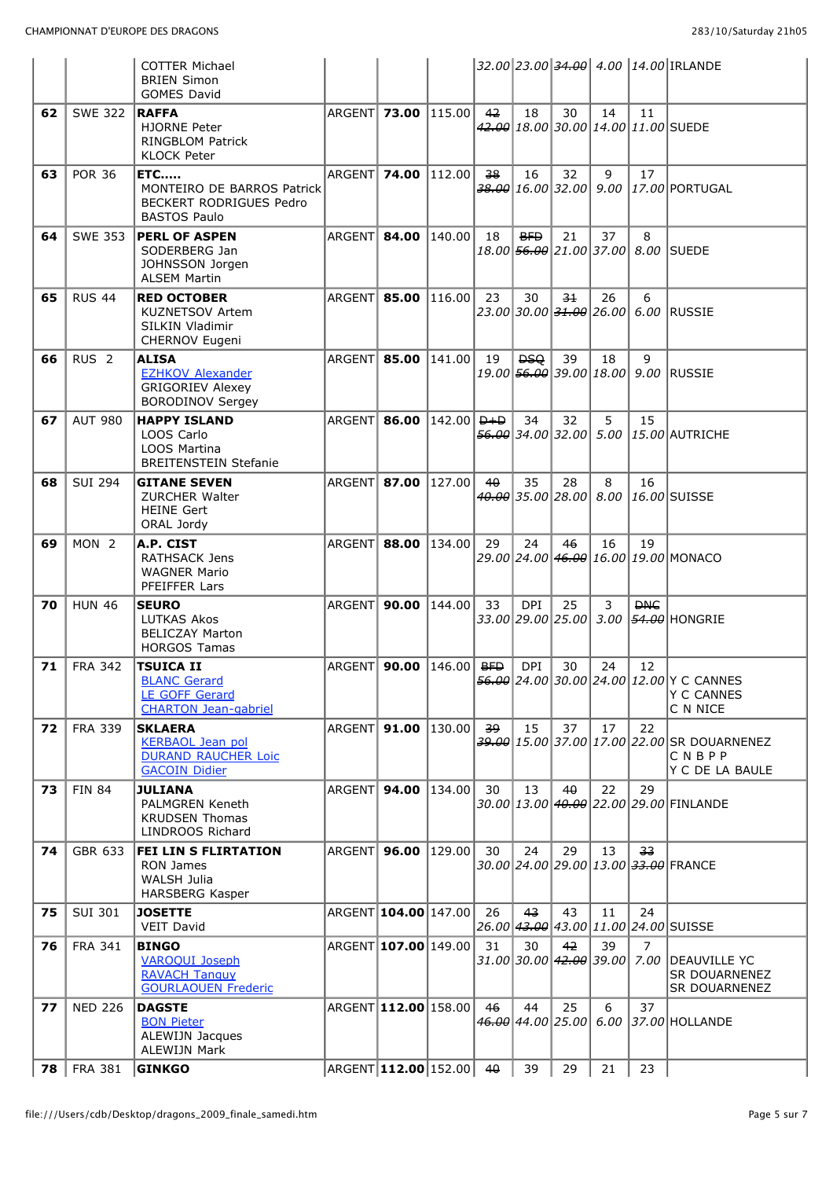| | | | | | | | | | | | |
|---|---|---|---|---|---|---|---|---|---|---|---|
| | | COTTER Michael<br>BRIEN Simon<br>GOMES David | | | | *32.00* | *23.00* | ~~*34.00*~~ | *4.00* | *14.00* | IRLANDE |
| **62** | SWE 322 | **RAFFA**<br>HJORNE Peter<br>RINGBLOM Patrick<br>KLOCK Peter | ARGENT | **73.00** | 115.00 | ~~42~~<br>~~*42.00*~~ | 18<br>*18.00* | 30<br>*30.00* | 14<br>*14.00* | 11<br>*11.00* | SUEDE |
| **63** | POR 36 | **ETC.....**<br>MONTEIRO DE BARROS Patrick<br>BECKERT RODRIGUES Pedro<br>BASTOS Paulo | ARGENT | **74.00** | 112.00 | ~~38~~<br>~~*38.00*~~ | 16<br>*16.00* | 32<br>*32.00* | 9<br>*9.00* | 17<br>*17.00* | PORTUGAL |
| **64** | SWE 353 | **PERL OF ASPEN**<br>SODERBERG Jan<br>JOHNSSON Jorgen<br>ALSEM Martin | ARGENT | **84.00** | 140.00 | 18<br>*18.00* | ~~BFD~~<br>~~*56.00*~~ | 21<br>*21.00* | 37<br>*37.00* | 8<br>*8.00* | SUEDE |
| **65** | RUS 44 | **RED OCTOBER**<br>KUZNETSOV Artem<br>SILKIN Vladimir<br>CHERNOV Eugeni | ARGENT | **85.00** | 116.00 | 23<br>*23.00* | 30<br>*30.00* | ~~31~~<br>~~*31.00*~~ | 26<br>*26.00* | 6<br>*6.00* | RUSSIE |
| **66** | RUS 2 | **ALISA**<br>EZHKOV Alexander<br>GRIGORIEV Alexey<br>BORODINOV Sergey | ARGENT | **85.00** | 141.00 | 19<br>*19.00* | ~~DSQ~~<br>~~*56.00*~~ | 39<br>*39.00* | 18<br>*18.00* | 9<br>*9.00* | RUSSIE |
| **67** | AUT 980 | **HAPPY ISLAND**<br>LOOS Carlo<br>LOOS Martina<br>BREITENSTEIN Stefanie | ARGENT | **86.00** | 142.00 | ~~D+D~~<br>~~*56.00*~~ | 34<br>*34.00* | 32<br>*32.00* | 5<br>*5.00* | 15<br>*15.00* | AUTRICHE |
| **68** | SUI 294 | **GITANE SEVEN**<br>ZURCHER Walter<br>HEINE Gert<br>ORAL Jordy | ARGENT | **87.00** | 127.00 | ~~40~~<br>~~*40.00*~~ | 35<br>*35.00* | 28<br>*28.00* | 8<br>*8.00* | 16<br>*16.00* | SUISSE |
| **69** | MON 2 | **A.P. CIST**<br>RATHSACK Jens<br>WAGNER Mario<br>PFEIFFER Lars | ARGENT | **88.00** | 134.00 | 29<br>*29.00* | 24<br>*24.00* | ~~46~~<br>~~*46.00*~~ | 16<br>*16.00* | 19<br>*19.00* | MONACO |
| **70** | HUN 46 | **SEURO**<br>LUTKAS Akos<br>BELICZAY Marton<br>HORGOS Tamas | ARGENT | **90.00** | 144.00 | 33<br>*33.00* | DPI<br>*29.00* | 25<br>*25.00* | 3<br>*3.00* | ~~DNC~~<br>~~*54.00*~~ | HONGRIE |
| **71** | FRA 342 | **TSUICA II**<br>BLANC Gerard<br>LE GOFF Gerard<br>CHARTON Jean-gabriel | ARGENT | **90.00** | 146.00 | ~~BFD~~<br>~~*56.00*~~ | DPI<br>*24.00* | 30<br>*30.00* | 24<br>*24.00* | 12<br>*12.00* | Y C CANNES<br>Y C CANNES<br>C N NICE |
| **72** | FRA 339 | **SKLAERA**<br>KERBAOL Jean pol<br>DURAND RAUCHER Loic<br>GACOIN Didier | ARGENT | **91.00** | 130.00 | ~~39~~<br>~~*39.00*~~ | 15<br>*15.00* | 37<br>*37.00* | 17<br>*17.00* | 22<br>*22.00* | SR DOUARNENEZ<br>C N B P P<br>Y C DE LA BAULE |
| **73** | FIN 84 | **JULIANA**<br>PALMGREN Keneth<br>KRUDSEN Thomas<br>LINDROOS Richard | ARGENT | **94.00** | 134.00 | 30<br>*30.00* | 13<br>*13.00* | ~~40~~<br>~~*40.00*~~ | 22<br>*22.00* | 29<br>*29.00* | FINLANDE |
| **74** | GBR 633 | **FEI LIN S FLIRTATION**<br>RON James<br>WALSH Julia<br>HARSBERG Kasper | ARGENT | **96.00** | 129.00 | 30<br>*30.00* | 24<br>*24.00* | 29<br>*29.00* | 13<br>*13.00* | ~~33~~<br>~~*33.00*~~ | FRANCE |
| **75** | SUI 301 | **JOSETTE**<br>VEIT David | ARGENT | **104.00** | 147.00 | 26<br>*26.00* | ~~43~~<br>~~*43.00*~~ | 43<br>*43.00* | 11<br>*11.00* | 24<br>*24.00* | SUISSE |
| **76** | FRA 341 | **BINGO**<br>VAROQUI Joseph<br>RAVACH Tanguy<br>GOURLAOUEN Frederic | ARGENT | **107.00** | 149.00 | 31<br>*31.00* | 30<br>*30.00* | ~~42~~<br>~~*42.00*~~ | 39<br>*39.00* | 7<br>*7.00* | DEAUVILLE YC<br>SR DOUARNENEZ<br>SR DOUARNENEZ |
| **77** | NED 226 | **DAGSTE**<br>BON Pieter<br>ALEWIJN Jacques<br>ALEWIJN Mark | ARGENT | **112.00** | 158.00 | ~~46~~<br>~~*46.00*~~ | 44<br>*44.00* | 25<br>*25.00* | 6<br>*6.00* | 37<br>*37.00* | HOLLANDE |
| **78** | FRA 381 | **GINKGO** | ARGENT | **112.00** | 152.00 | ~~40~~ | 39 | 29 | 21 | 23 | |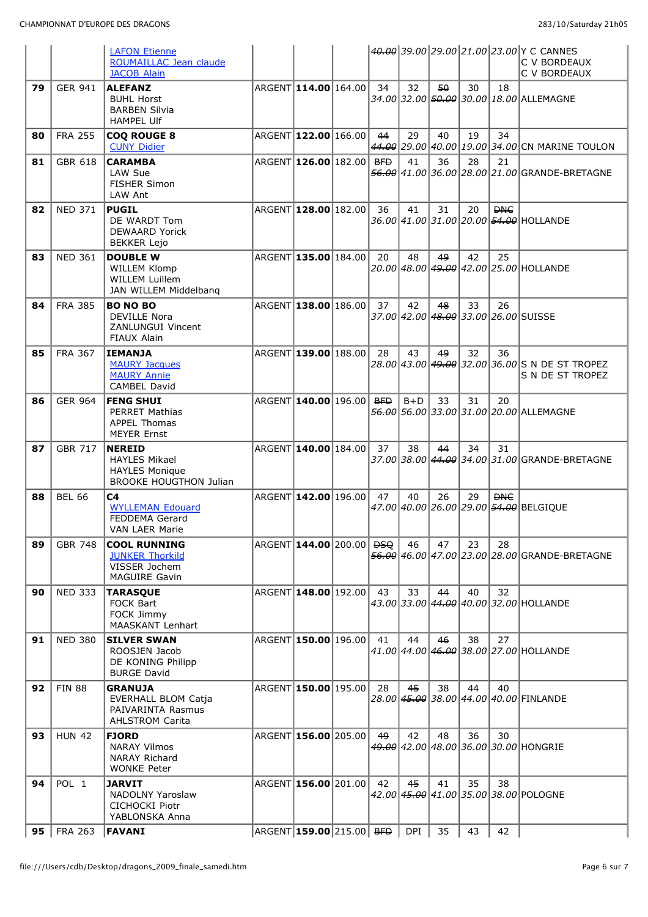| | | | | | | | | | | | |
|---|---|---|---|---|---|---|---|---|---|---|---|
| | | LAFON Etienne<br>ROUMAILLAC Jean claude<br>JACOB Alain | | | | ~~40.00~~ | 39.00 | 29.00 | 21.00 | 23.00 | Y C CANNES<br>C V BORDEAUX<br>C V BORDEAUX |
| **79** | GER 941 | **ALEFANZ**<br>BUHL Horst<br>BARBEN Silvia<br>HAMPEL Ulf | ARGENT | **114.00** | 164.00 | 34<br>34.00 | 32<br>32.00 | ~~50~~<br>~~50.00~~ | 30<br>30.00 | 18<br>18.00 | ALLEMAGNE |
| **80** | FRA 255 | **COQ ROUGE 8**<br>CUNY Didier | ARGENT | **122.00** | 166.00 | ~~44~~<br>~~44.00~~ | 29<br>29.00 | 40<br>40.00 | 19<br>19.00 | 34<br>34.00 | CN MARINE TOULON |
| **81** | GBR 618 | **CARAMBA**<br>LAW Sue<br>FISHER Simon<br>LAW Ant | ARGENT | **126.00** | 182.00 | ~~BFD~~<br>~~56.00~~ | 41<br>41.00 | 36<br>36.00 | 28<br>28.00 | 21<br>21.00 | GRANDE-BRETAGNE |
| **82** | NED 371 | **PUGIL**<br>DE WARDT Tom<br>DEWAARD Yorick<br>BEKKER Lejo | ARGENT | **128.00** | 182.00 | 36<br>36.00 | 41<br>41.00 | 31<br>31.00 | 20<br>20.00 | ~~DNC~~<br>~~54.00~~ | HOLLANDE |
| **83** | NED 361 | **DOUBLE W**<br>WILLEM Klomp<br>WILLEM Luillem<br>JAN WILLEM Middelbanq | ARGENT | **135.00** | 184.00 | 20<br>20.00 | 48<br>48.00 | ~~49~~<br>~~49.00~~ | 42<br>42.00 | 25<br>25.00 | HOLLANDE |
| **84** | FRA 385 | **BO NO BO**<br>DEVILLE Nora<br>ZANLUNGUI Vincent<br>FIAUX Alain | ARGENT | **138.00** | 186.00 | 37<br>37.00 | 42<br>42.00 | ~~48~~<br>~~48.00~~ | 33<br>33.00 | 26<br>26.00 | SUISSE |
| **85** | FRA 367 | **IEMANJA**<br>MAURY Jacques<br>MAURY Annie<br>CAMBEL David | ARGENT | **139.00** | 188.00 | 28<br>28.00 | 43<br>43.00 | ~~49~~<br>~~49.00~~ | 32<br>32.00 | 36<br>36.00 | S N DE ST TROPEZ<br>S N DE ST TROPEZ |
| **86** | GER 964 | **FENG SHUI**<br>PERRET Mathias<br>APPEL Thomas<br>MEYER Ernst | ARGENT | **140.00** | 196.00 | ~~BFD~~<br>~~56.00~~ | B+D<br>56.00 | 33<br>33.00 | 31<br>31.00 | 20<br>20.00 | ALLEMAGNE |
| **87** | GBR 717 | **NEREID**<br>HAYLES Mikael<br>HAYLES Monique<br>BROOKE HOUGHTON Julian | ARGENT | **140.00** | 184.00 | 37<br>37.00 | 38<br>38.00 | ~~44~~<br>~~44.00~~ | 34<br>34.00 | 31<br>31.00 | GRANDE-BRETAGNE |
| **88** | BEL 66 | **C4**<br>WYLLEMAN Edouard<br>FEDDEMA Gerard<br>VAN LAER Marie | ARGENT | **142.00** | 196.00 | 47<br>47.00 | 40<br>40.00 | 26<br>26.00 | 29<br>29.00 | ~~DNC~~<br>~~54.00~~ | BELGIQUE |
| **89** | GBR 748 | **COOL RUNNING**<br>JUNKER Thorkild<br>VISSER Jochem<br>MAGUIRE Gavin | ARGENT | **144.00** | 200.00 | ~~DSQ~~<br>~~56.00~~ | 46<br>46.00 | 47<br>47.00 | 23<br>23.00 | 28<br>28.00 | GRANDE-BRETAGNE |
| **90** | NED 333 | **TARASQUE**<br>FOCK Bart<br>FOCK Jimmy<br>MAASKANT Lenhart | ARGENT | **148.00** | 192.00 | 43<br>43.00 | 33<br>33.00 | ~~44~~<br>~~44.00~~ | 40<br>40.00 | 32<br>32.00 | HOLLANDE |
| **91** | NED 380 | **SILVER SWAN**<br>ROOSJEN Jacob<br>DE KONING Philipp<br>BURGE David | ARGENT | **150.00** | 196.00 | 41<br>41.00 | 44<br>44.00 | ~~46~~<br>~~46.00~~ | 38<br>38.00 | 27<br>27.00 | HOLLANDE |
| **92** | FIN 88 | **GRANUJA**<br>EVERHALL BLOM Catja<br>PAIVARINTA Rasmus<br>AHLSTROM Carita | ARGENT | **150.00** | 195.00 | 28<br>28.00 | ~~45~~<br>~~45.00~~ | 38<br>38.00 | 44<br>44.00 | 40<br>40.00 | FINLANDE |
| **93** | HUN 42 | **FJORD**<br>NARAY Vilmos<br>NARAY Richard<br>WONKE Peter | ARGENT | **156.00** | 205.00 | ~~49~~<br>~~49.00~~ | 42<br>42.00 | 48<br>48.00 | 36<br>36.00 | 30<br>30.00 | HONGRIE |
| **94** | POL 1 | **JARVIT**<br>NADOLNY Yaroslaw<br>CICHOCKI Piotr<br>YABLONSKA Anna | ARGENT | **156.00** | 201.00 | 42<br>42.00 | ~~45~~<br>~~45.00~~ | 41<br>41.00 | 35<br>35.00 | 38<br>38.00 | POLOGNE |
| **95** | FRA 263 | **FAVANI** | ARGENT | **159.00** | 215.00 | ~~BFD~~ | DPI | 35 | 43 | 42 | |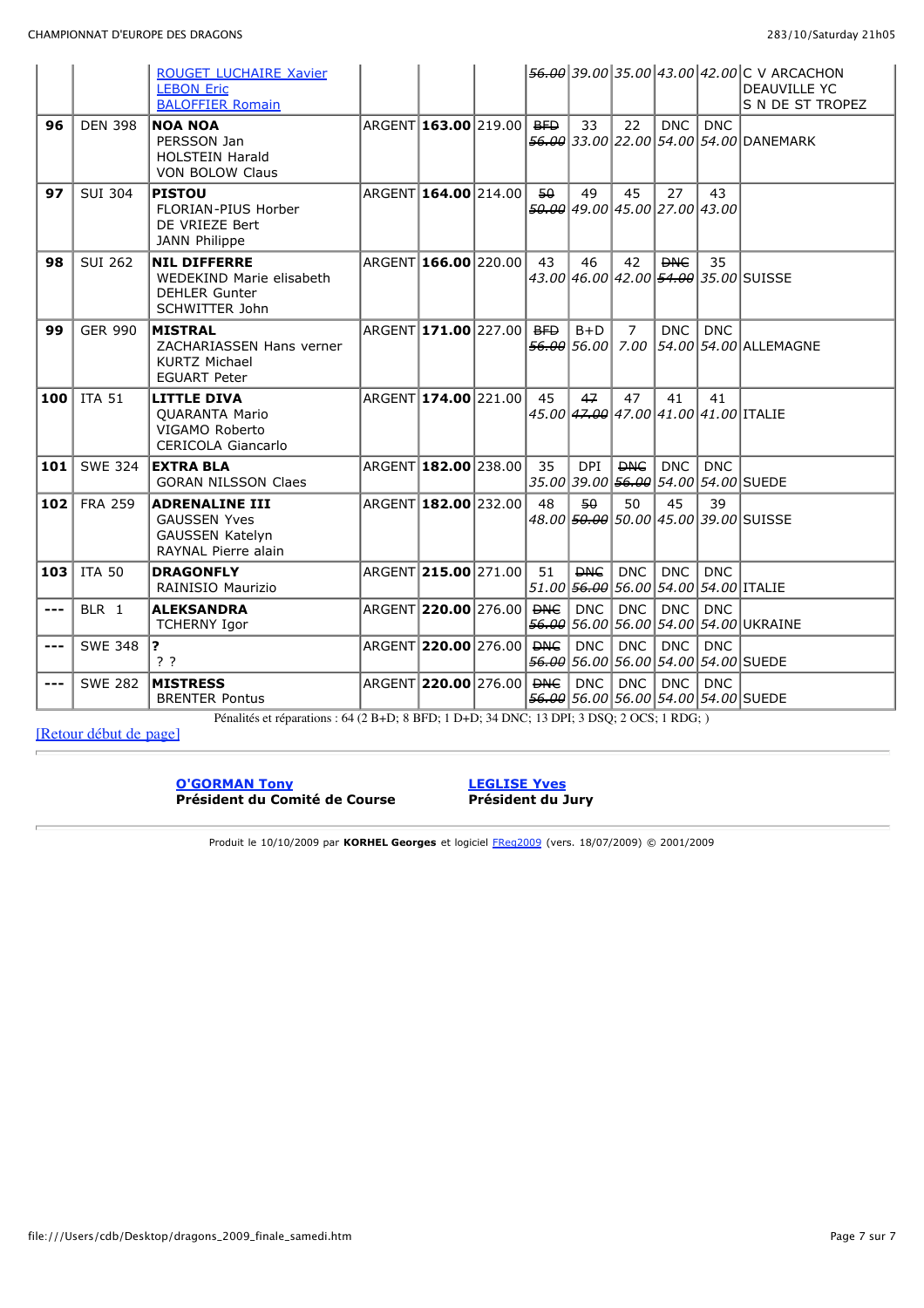| | | | | | | | | | | | |
|---|---|---|---|---|---|---|---|---|---|---|---|
| | | ROUGET LUCHAIRE Xavier<br>LEBON Eric<br>BALOFFIER Romain | | | | ~~56.00~~ | 39.00 | 35.00 | 43.00 | 42.00 | C V ARCACHON<br>DEAUVILLE YC<br>S N DE ST TROPEZ |
| **96** | DEN 398 | **NOA NOA**<br>PERSSON Jan<br>HOLSTEIN Harald<br>VON BOLOW Claus | ARGENT | **163.00** | 219.00 | ~~BFD~~<br>~~56.00~~ | 33<br>33.00 | 22<br>22.00 | DNC<br>54.00 | DNC<br>54.00 | DANEMARK |
| **97** | SUI 304 | **PISTOU**<br>FLORIAN-PIUS Horber<br>DE VRIEZE Bert<br>JANN Philippe | ARGENT | **164.00** | 214.00 | ~~50~~<br>~~50.00~~ | 49<br>49.00 | 45<br>45.00 | 27<br>27.00 | 43<br>43.00 | |
| **98** | SUI 262 | **NIL DIFFERRE**<br>WEDEKIND Marie elisabeth<br>DEHLER Gunter<br>SCHWITTER John | ARGENT | **166.00** | 220.00 | 43<br>43.00 | 46<br>46.00 | 42<br>42.00 | ~~DNC~~<br>~~54.00~~ | 35<br>35.00 | SUISSE |
| **99** | GER 990 | **MISTRAL**<br>ZACHARIASSEN Hans verner<br>KURTZ Michael<br>EGUART Peter | ARGENT | **171.00** | 227.00 | ~~BFD~~<br>~~56.00~~ | B+D<br>56.00 | 7<br>7.00 | DNC<br>54.00 | DNC<br>54.00 | ALLEMAGNE |
| **100** | ITA 51 | **LITTLE DIVA**<br>QUARANTA Mario<br>VIGAMO Roberto<br>CERICOLA Giancarlo | ARGENT | **174.00** | 221.00 | 45<br>45.00 | ~~47~~<br>~~47.00~~ | 47<br>47.00 | 41<br>41.00 | 41<br>41.00 | ITALIE |
| **101** | SWE 324 | **EXTRA BLA**<br>GORAN NILSSON Claes | ARGENT | **182.00** | 238.00 | 35<br>35.00 | DPI<br>39.00 | ~~DNC~~<br>~~56.00~~ | DNC<br>54.00 | DNC<br>54.00 | SUEDE |
| **102** | FRA 259 | **ADRENALINE III**<br>GAUSSEN Yves<br>GAUSSEN Katelyn<br>RAYNAL Pierre alain | ARGENT | **182.00** | 232.00 | 48<br>48.00 | ~~50~~<br>~~50.00~~ | 50<br>50.00 | 45<br>45.00 | 39<br>39.00 | SUISSE |
| **103** | ITA 50 | **DRAGONFLY**<br>RAINISIO Maurizio | ARGENT | **215.00** | 271.00 | 51<br>51.00 | ~~DNC~~<br>~~56.00~~ | DNC<br>56.00 | DNC<br>54.00 | DNC<br>54.00 | ITALIE |
| **---** | BLR 1 | **ALEKSANDRA**<br>TCHERNY Igor | ARGENT | **220.00** | 276.00 | ~~DNC~~<br>~~56.00~~ | DNC<br>56.00 | DNC<br>56.00 | DNC<br>54.00 | DNC<br>54.00 | UKRAINE |
| **---** | SWE 348 | **?**<br>? ? | ARGENT | **220.00** | 276.00 | ~~DNC~~<br>~~56.00~~ | DNC<br>56.00 | DNC<br>56.00 | DNC<br>54.00 | DNC<br>54.00 | SUEDE |
| **---** | SWE 282 | **MISTRESS**<br>BRENTER Pontus | ARGENT | **220.00** | 276.00 | ~~DNC~~<br>~~56.00~~ | DNC<br>56.00 | DNC<br>56.00 | DNC<br>54.00 | DNC<br>54.00 | SUEDE |

Pénalités et réparations : 64 (2 B+D; 8 BFD; 1 D+D; 34 DNC; 13 DPI; 3 DSQ; 2 OCS; 1 RDG; )

[Retour début de page]

---

**O'GORMAN Tony**
**Président du Comité de Course**

**LEGLISE Yves**
**Président du Jury**

---

Produit le 10/10/2009 par **KORHEL Georges** et logiciel FReg2009 (vers. 18/07/2009) © 2001/2009